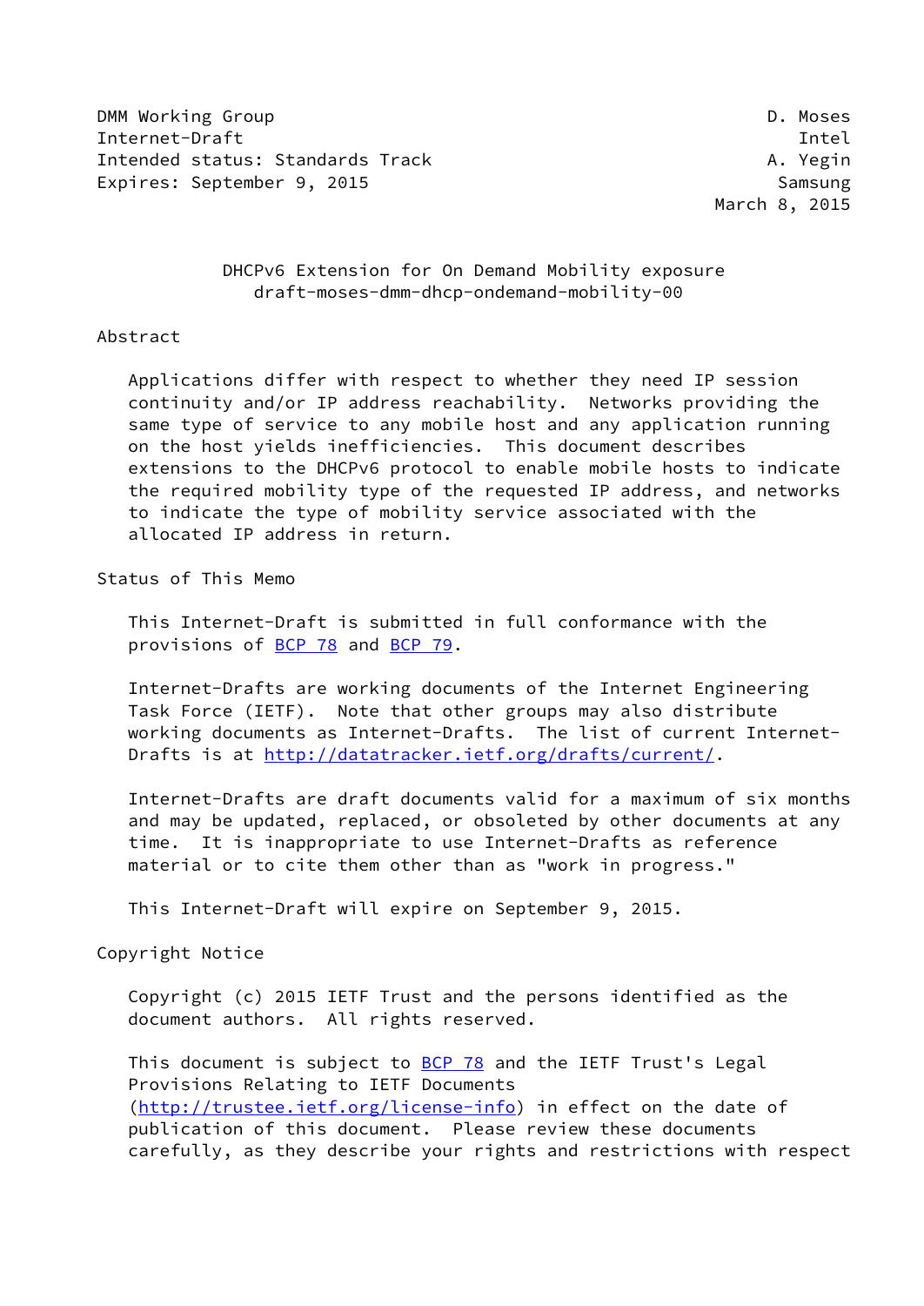DMM Working Group D. Moses
Internet-Draft Intel
Intended status: Standards Track A. Yegin
Expires: September 9, 2015 Samsung
March 8, 2015

# DHCPv6 Extension for On Demand Mobility exposure
draft-moses-dmm-dhcp-ondemand-mobility-00

## Abstract

Applications differ with respect to whether they need IP session continuity and/or IP address reachability. Networks providing the same type of service to any mobile host and any application running on the host yields inefficiencies. This document describes extensions to the DHCPv6 protocol to enable mobile hosts to indicate the required mobility type of the requested IP address, and networks to indicate the type of mobility service associated with the allocated IP address in return.

## Status of This Memo

This Internet-Draft is submitted in full conformance with the provisions of BCP 78 and BCP 79.

Internet-Drafts are working documents of the Internet Engineering Task Force (IETF). Note that other groups may also distribute working documents as Internet-Drafts. The list of current Internet-Drafts is at http://datatracker.ietf.org/drafts/current/.

Internet-Drafts are draft documents valid for a maximum of six months and may be updated, replaced, or obsoleted by other documents at any time. It is inappropriate to use Internet-Drafts as reference material or to cite them other than as "work in progress."

This Internet-Draft will expire on September 9, 2015.

## Copyright Notice

Copyright (c) 2015 IETF Trust and the persons identified as the document authors. All rights reserved.

This document is subject to BCP 78 and the IETF Trust's Legal Provisions Relating to IETF Documents (http://trustee.ietf.org/license-info) in effect on the date of publication of this document. Please review these documents carefully, as they describe your rights and restrictions with respect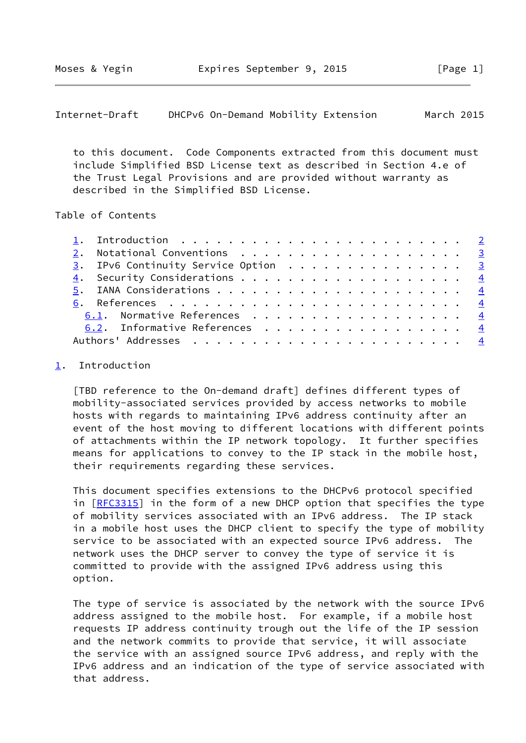to this document. Code Components extracted from this document must include Simplified BSD License text as described in Section 4.e of the Trust Legal Provisions and are provided without warranty as described in the Simplified BSD License.

Table of Contents

1. Introduction . . . . . . . . . . . . . . . . . . . . . . . . 2
2. Notational Conventions . . . . . . . . . . . . . . . . . . . 3
3. IPv6 Continuity Service Option . . . . . . . . . . . . . . . 3
4. Security Considerations . . . . . . . . . . . . . . . . . . . 4
5. IANA Considerations . . . . . . . . . . . . . . . . . . . . . 4
6. References . . . . . . . . . . . . . . . . . . . . . . . . . 4
   6.1. Normative References . . . . . . . . . . . . . . . . . . 4
   6.2. Informative References . . . . . . . . . . . . . . . . . 4
Authors' Addresses . . . . . . . . . . . . . . . . . . . . . . . 4

# 1. Introduction

[TBD reference to the On-demand draft] defines different types of mobility-associated services provided by access networks to mobile hosts with regards to maintaining IPv6 address continuity after an event of the host moving to different locations with different points of attachments within the IP network topology. It further specifies means for applications to convey to the IP stack in the mobile host, their requirements regarding these services.

This document specifies extensions to the DHCPv6 protocol specified in [RFC3315] in the form of a new DHCP option that specifies the type of mobility services associated with an IPv6 address. The IP stack in a mobile host uses the DHCP client to specify the type of mobility service to be associated with an expected source IPv6 address. The network uses the DHCP server to convey the type of service it is committed to provide with the assigned IPv6 address using this option.

The type of service is associated by the network with the source IPv6 address assigned to the mobile host. For example, if a mobile host requests IP address continuity trough out the life of the IP session and the network commits to provide that service, it will associate the service with an assigned source IPv6 address, and reply with the IPv6 address and an indication of the type of service associated with that address.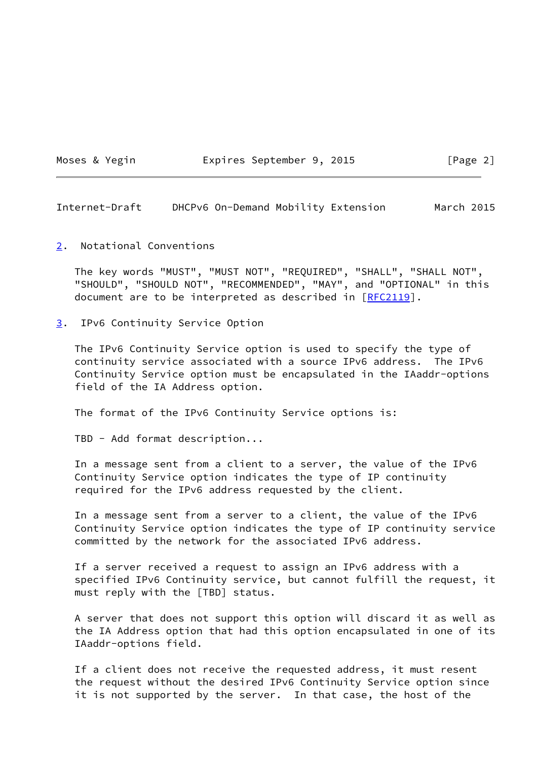## 2. Notational Conventions

The key words "MUST", "MUST NOT", "REQUIRED", "SHALL", "SHALL NOT", "SHOULD", "SHOULD NOT", "RECOMMENDED", "MAY", and "OPTIONAL" in this document are to be interpreted as described in [RFC2119].

## 3. IPv6 Continuity Service Option

The IPv6 Continuity Service option is used to specify the type of continuity service associated with a source IPv6 address. The IPv6 Continuity Service option must be encapsulated in the IAaddr-options field of the IA Address option.

The format of the IPv6 Continuity Service options is:

TBD - Add format description...

In a message sent from a client to a server, the value of the IPv6 Continuity Service option indicates the type of IP continuity required for the IPv6 address requested by the client.

In a message sent from a server to a client, the value of the IPv6 Continuity Service option indicates the type of IP continuity service committed by the network for the associated IPv6 address.

If a server received a request to assign an IPv6 address with a specified IPv6 Continuity service, but cannot fulfill the request, it must reply with the [TBD] status.

A server that does not support this option will discard it as well as the IA Address option that had this option encapsulated in one of its IAaddr-options field.

If a client does not receive the requested address, it must resent the request without the desired IPv6 Continuity Service option since it is not supported by the server. In that case, the host of the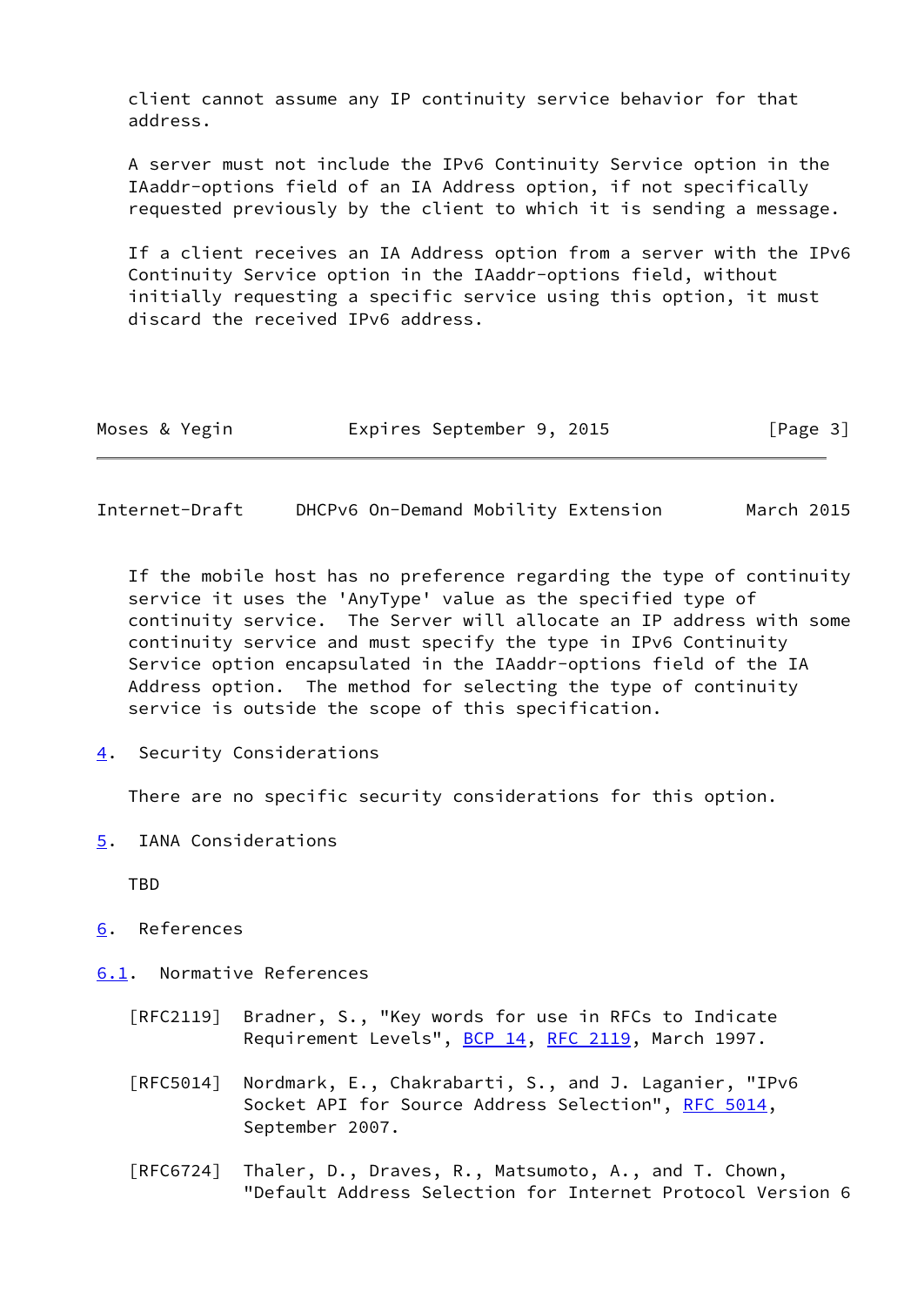client cannot assume any IP continuity service behavior for that address.

A server must not include the IPv6 Continuity Service option in the IAaddr-options field of an IA Address option, if not specifically requested previously by the client to which it is sending a message.

If a client receives an IA Address option from a server with the IPv6 Continuity Service option in the IAaddr-options field, without initially requesting a specific service using this option, it must discard the received IPv6 address.

If the mobile host has no preference regarding the type of continuity service it uses the 'AnyType' value as the specified type of continuity service. The Server will allocate an IP address with some continuity service and must specify the type in IPv6 Continuity Service option encapsulated in the IAaddr-options field of the IA Address option. The method for selecting the type of continuity service is outside the scope of this specification.

## 4. Security Considerations

There are no specific security considerations for this option.

## 5. IANA Considerations

TBD

## 6. References

### 6.1. Normative References

[RFC2119] Bradner, S., "Key words for use in RFCs to Indicate Requirement Levels", BCP 14, RFC 2119, March 1997.

[RFC5014] Nordmark, E., Chakrabarti, S., and J. Laganier, "IPv6 Socket API for Source Address Selection", RFC 5014, September 2007.

[RFC6724] Thaler, D., Draves, R., Matsumoto, A., and T. Chown, "Default Address Selection for Internet Protocol Version 6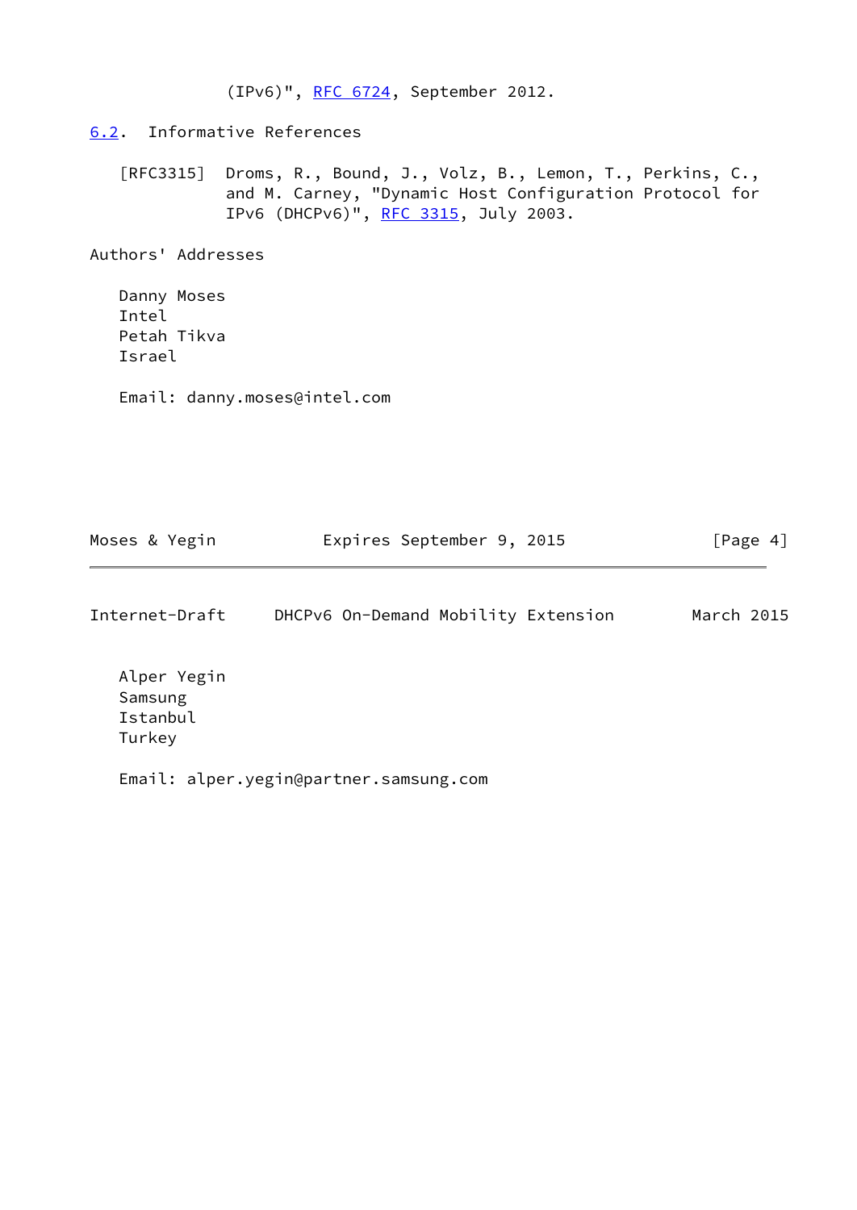(IPv6)", RFC 6724, September 2012.

## 6.2. Informative References

[RFC3315] Droms, R., Bound, J., Volz, B., Lemon, T., Perkins, C., and M. Carney, "Dynamic Host Configuration Protocol for IPv6 (DHCPv6)", RFC 3315, July 2003.

## Authors' Addresses

Danny Moses
Intel
Petah Tikva
Israel

Email: danny.moses@intel.com

Alper Yegin
Samsung
Istanbul
Turkey

Email: alper.yegin@partner.samsung.com